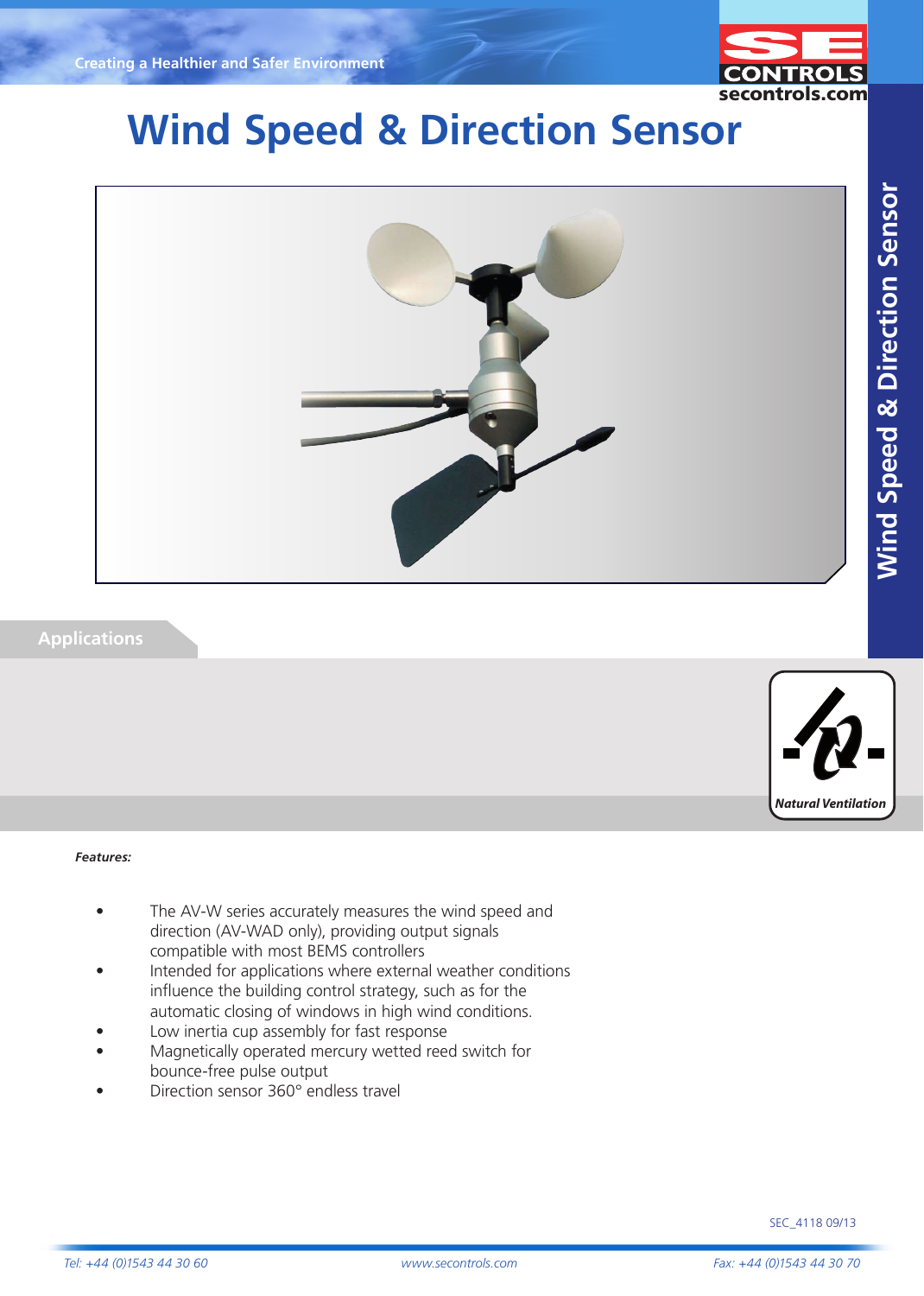Creating a Healthier and Safer Environment

# Wind Speed & Direction Sensor

## Applications

Natural Ventilation

***Features:***

- The AV-W series accurately measures the wind speed and direction (AV-WAD only), providing output signals compatible with most BEMS controllers
- Intended for applications where external weather conditions influence the building control strategy, such as for the automatic closing of windows in high wind conditions.
- Low inertia cup assembly for fast response
- Magnetically operated mercury wetted reed switch for bounce-free pulse output
- Direction sensor 360° endless travel

SEC_4118 09/13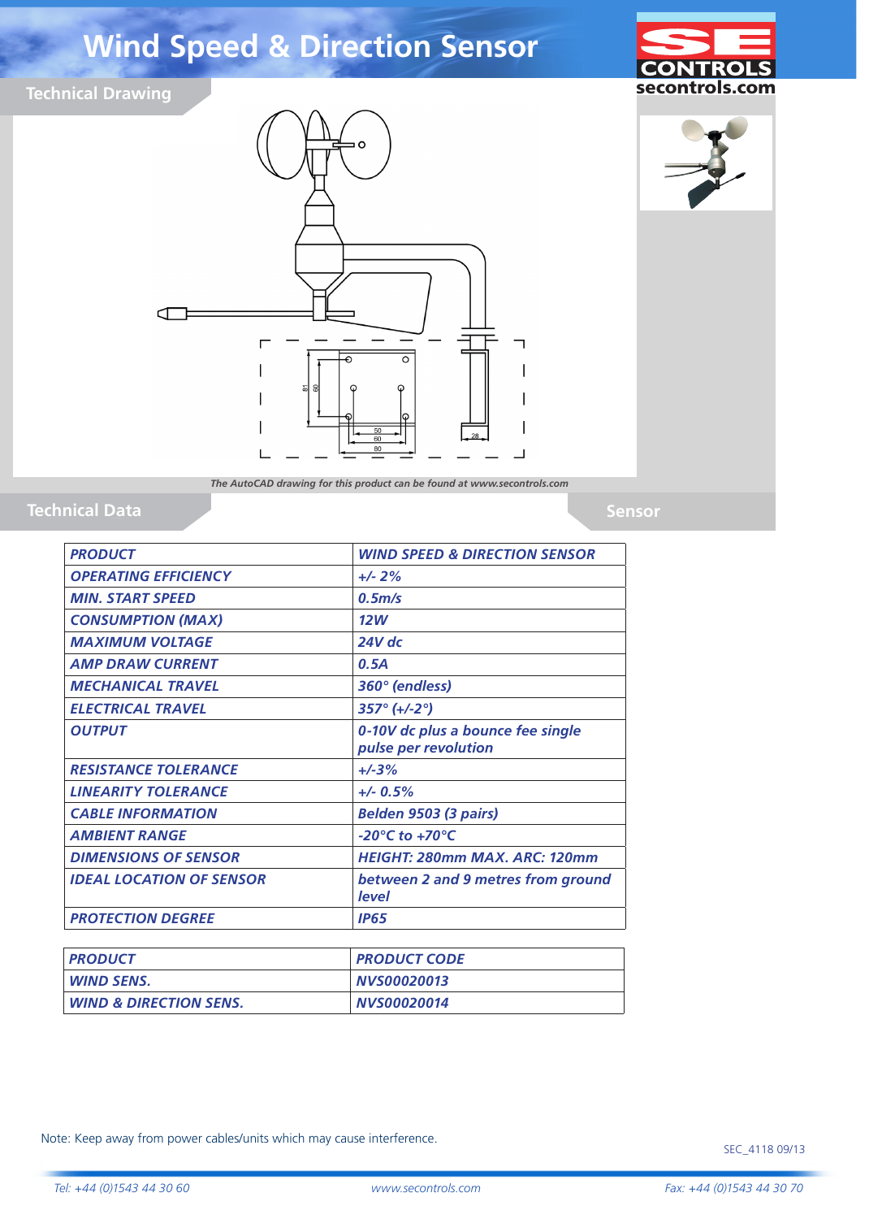# Wind Speed & Direction Sensor

## Technical Drawing

81
60
50
60
80
28

*The AutoCAD drawing for this product can be found at www.secontrols.com*

## Technical Data

**Sensor**

| | |
|---|---|
| *PRODUCT* | *WIND SPEED & DIRECTION SENSOR* |
| *OPERATING EFFICIENCY* | *+/- 2%* |
| *MIN. START SPEED* | *0.5m/s* |
| *CONSUMPTION (MAX)* | *12W* |
| *MAXIMUM VOLTAGE* | *24V dc* |
| *AMP DRAW CURRENT* | *0.5A* |
| *MECHANICAL TRAVEL* | *360° (endless)* |
| *ELECTRICAL TRAVEL* | *357° (+/-2°)* |
| *OUTPUT* | *0-10V dc plus a bounce fee single pulse per revolution* |
| *RESISTANCE TOLERANCE* | *+/-3%* |
| *LINEARITY TOLERANCE* | *+/- 0.5%* |
| *CABLE INFORMATION* | *Belden 9503 (3 pairs)* |
| *AMBIENT RANGE* | *-20°C to +70°C* |
| *DIMENSIONS OF SENSOR* | *HEIGHT: 280mm MAX. ARC: 120mm* |
| *IDEAL LOCATION OF SENSOR* | *between 2 and 9 metres from ground level* |
| *PROTECTION DEGREE* | *IP65* |

| *PRODUCT* | *PRODUCT CODE* |
|---|---|
| *WIND SENS.* | *NVS00020013* |
| *WIND & DIRECTION SENS.* | *NVS00020014* |

Note: Keep away from power cables/units which may cause interference.

SEC_4118 09/13

Tel: +44 (0)1543 44 30 60 | www.secontrols.com | Fax: +44 (0)1543 44 30 70